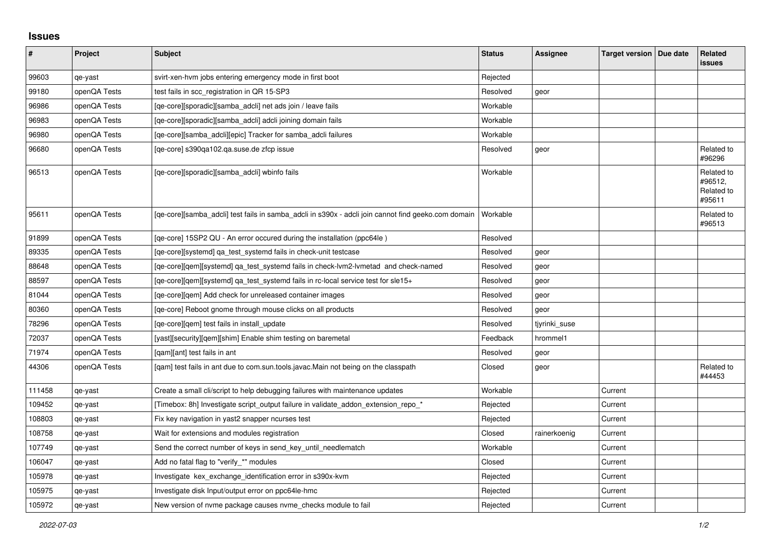# Issues

| # | Project | Subject | Status | Assignee | Target version | Due date | Related issues |
|---|---|---|---|---|---|---|---|
| 99603 | qe-yast | svirt-xen-hvm jobs entering emergency mode in first boot | Rejected | | | | |
| 99180 | openQA Tests | test fails in scc_registration in QR 15-SP3 | Resolved | geor | | | |
| 96986 | openQA Tests | [qe-core][sporadic][samba_adcli] net ads join / leave fails | Workable | | | | |
| 96983 | openQA Tests | [qe-core][sporadic][samba_adcli] adcli joining domain fails | Workable | | | | |
| 96980 | openQA Tests | [qe-core][samba_adcli][epic] Tracker for samba_adcli failures | Workable | | | | |
| 96680 | openQA Tests | [qe-core] s390qa102.qa.suse.de zfcp issue | Resolved | geor | | | Related to #96296 |
| 96513 | openQA Tests | [qe-core][sporadic][samba_adcli] wbinfo fails | Workable | | | | Related to #96512, Related to #95611 |
| 95611 | openQA Tests | [qe-core][samba_adcli] test fails in samba_adcli in s390x - adcli join cannot find geeko.com domain | Workable | | | | Related to #96513 |
| 91899 | openQA Tests | [qe-core] 15SP2 QU - An error occured during the installation (ppc64le ) | Resolved | | | | |
| 89335 | openQA Tests | [qe-core][systemd] qa_test_systemd fails in check-unit testcase | Resolved | geor | | | |
| 88648 | openQA Tests | [qe-core][qem][systemd] qa_test_systemd fails in check-lvm2-lvmetad and check-named | Resolved | geor | | | |
| 88597 | openQA Tests | [qe-core][qem][systemd] qa_test_systemd fails in rc-local service test for sle15+ | Resolved | geor | | | |
| 81044 | openQA Tests | [qe-core][qem] Add check for unreleased container images | Resolved | geor | | | |
| 80360 | openQA Tests | [qe-core] Reboot gnome through mouse clicks on all products | Resolved | geor | | | |
| 78296 | openQA Tests | [qe-core][qem] test fails in install_update | Resolved | tjyrinki_suse | | | |
| 72037 | openQA Tests | [yast][security][qem][shim] Enable shim testing on baremetal | Feedback | hrommel1 | | | |
| 71974 | openQA Tests | [qam][ant] test fails in ant | Resolved | geor | | | |
| 44306 | openQA Tests | [qam] test fails in ant due to com.sun.tools.javac.Main not being on the classpath | Closed | geor | | | Related to #44453 |
| 111458 | qe-yast | Create a small cli/script to help debugging failures with maintenance updates | Workable | | Current | | |
| 109452 | qe-yast | [Timebox: 8h] Investigate script_output failure in validate_addon_extension_repo_* | Rejected | | Current | | |
| 108803 | qe-yast | Fix key navigation in yast2 snapper ncurses test | Rejected | | Current | | |
| 108758 | qe-yast | Wait for extensions and modules registration | Closed | rainerkoenig | Current | | |
| 107749 | qe-yast | Send the correct number of keys in send_key_until_needlematch | Workable | | Current | | |
| 106047 | qe-yast | Add no fatal flag to "verify_*" modules | Closed | | Current | | |
| 105978 | qe-yast | Investigate kex_exchange_identification error in s390x-kvm | Rejected | | Current | | |
| 105975 | qe-yast | Investigate disk Input/output error on ppc64le-hmc | Rejected | | Current | | |
| 105972 | qe-yast | New version of nvme package causes nvme_checks module to fail | Rejected | | Current | | |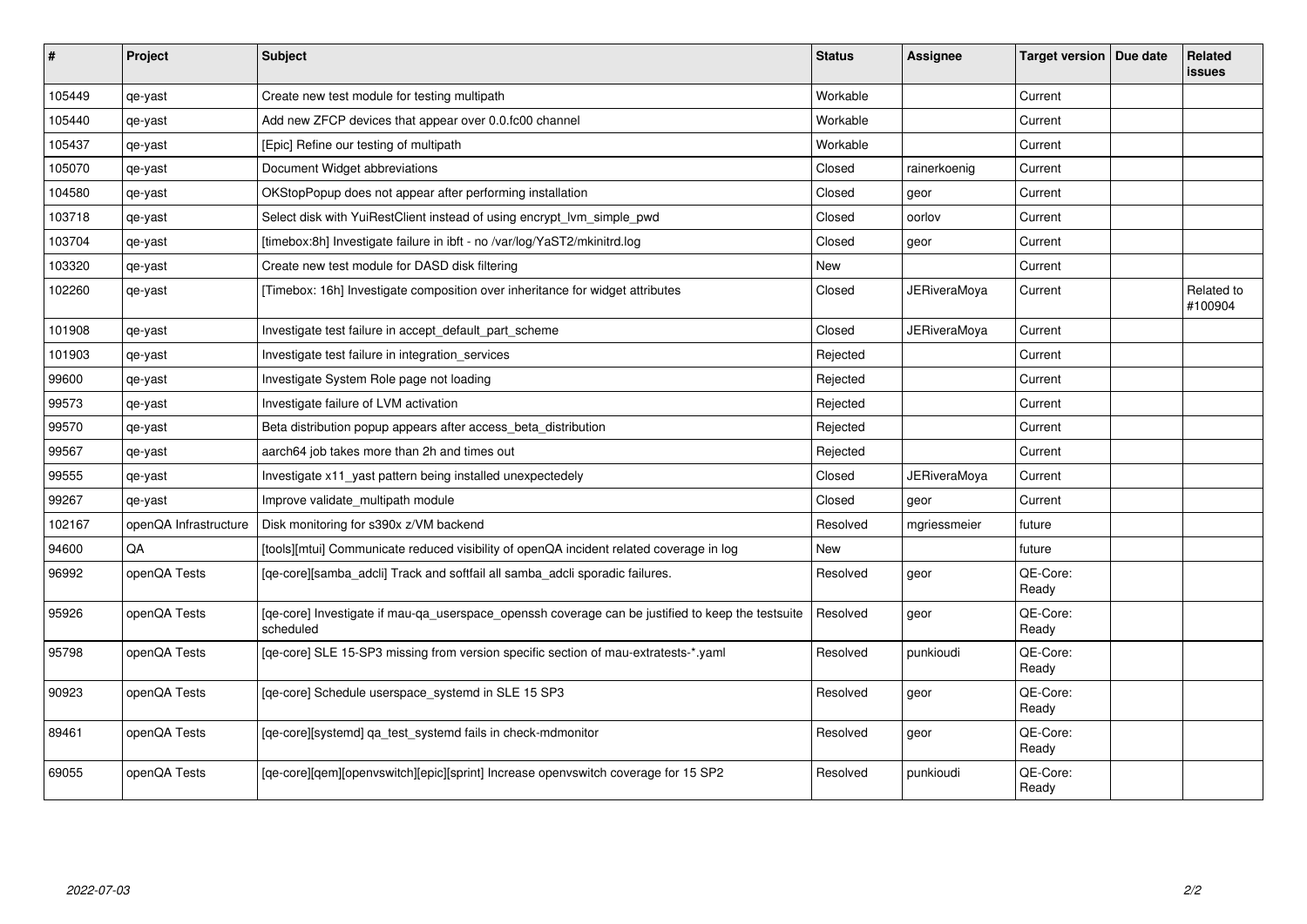| # | Project | Subject | Status | Assignee | Target version | Due date | Related issues |
|---|---|---|---|---|---|---|---|
| 105449 | qe-yast | Create new test module for testing multipath | Workable | | Current | | |
| 105440 | qe-yast | Add new ZFCP devices that appear over 0.0.fc00 channel | Workable | | Current | | |
| 105437 | qe-yast | [Epic] Refine our testing of multipath | Workable | | Current | | |
| 105070 | qe-yast | Document Widget abbreviations | Closed | rainerkoenig | Current | | |
| 104580 | qe-yast | OKStopPopup does not appear after performing installation | Closed | geor | Current | | |
| 103718 | qe-yast | Select disk with YuiRestClient instead of using encrypt_lvm_simple_pwd | Closed | oorlov | Current | | |
| 103704 | qe-yast | [timebox:8h] Investigate failure in ibft - no /var/log/YaST2/mkinitrd.log | Closed | geor | Current | | |
| 103320 | qe-yast | Create new test module for DASD disk filtering | New | | Current | | |
| 102260 | qe-yast | [Timebox: 16h] Investigate composition over inheritance for widget attributes | Closed | JERiveraMoya | Current | | Related to #100904 |
| 101908 | qe-yast | Investigate test failure in accept_default_part_scheme | Closed | JERiveraMoya | Current | | |
| 101903 | qe-yast | Investigate test failure in integration_services | Rejected | | Current | | |
| 99600 | qe-yast | Investigate System Role page not loading | Rejected | | Current | | |
| 99573 | qe-yast | Investigate failure of LVM activation | Rejected | | Current | | |
| 99570 | qe-yast | Beta distribution popup appears after access_beta_distribution | Rejected | | Current | | |
| 99567 | qe-yast | aarch64 job takes more than 2h and times out | Rejected | | Current | | |
| 99555 | qe-yast | Investigate x11_yast pattern being installed unexpectedely | Closed | JERiveraMoya | Current | | |
| 99267 | qe-yast | Improve validate_multipath module | Closed | geor | Current | | |
| 102167 | openQA Infrastructure | Disk monitoring for s390x z/VM backend | Resolved | mgriessmeier | future | | |
| 94600 | QA | [tools][mtui] Communicate reduced visibility of openQA incident related coverage in log | New | | future | | |
| 96992 | openQA Tests | [qe-core][samba_adcli] Track and softfail all samba_adcli sporadic failures. | Resolved | geor | QE-Core: Ready | | |
| 95926 | openQA Tests | [qe-core] Investigate if mau-qa_userspace_openssh coverage can be justified to keep the testsuite scheduled | Resolved | geor | QE-Core: Ready | | |
| 95798 | openQA Tests | [qe-core] SLE 15-SP3 missing from version specific section of mau-extratests-*.yaml | Resolved | punkioudi | QE-Core: Ready | | |
| 90923 | openQA Tests | [qe-core] Schedule userspace_systemd in SLE 15 SP3 | Resolved | geor | QE-Core: Ready | | |
| 89461 | openQA Tests | [qe-core][systemd] qa_test_systemd fails in check-mdmonitor | Resolved | geor | QE-Core: Ready | | |
| 69055 | openQA Tests | [qe-core][qem][openvswitch][epic][sprint] Increase openvswitch coverage for 15 SP2 | Resolved | punkioudi | QE-Core: Ready | | |